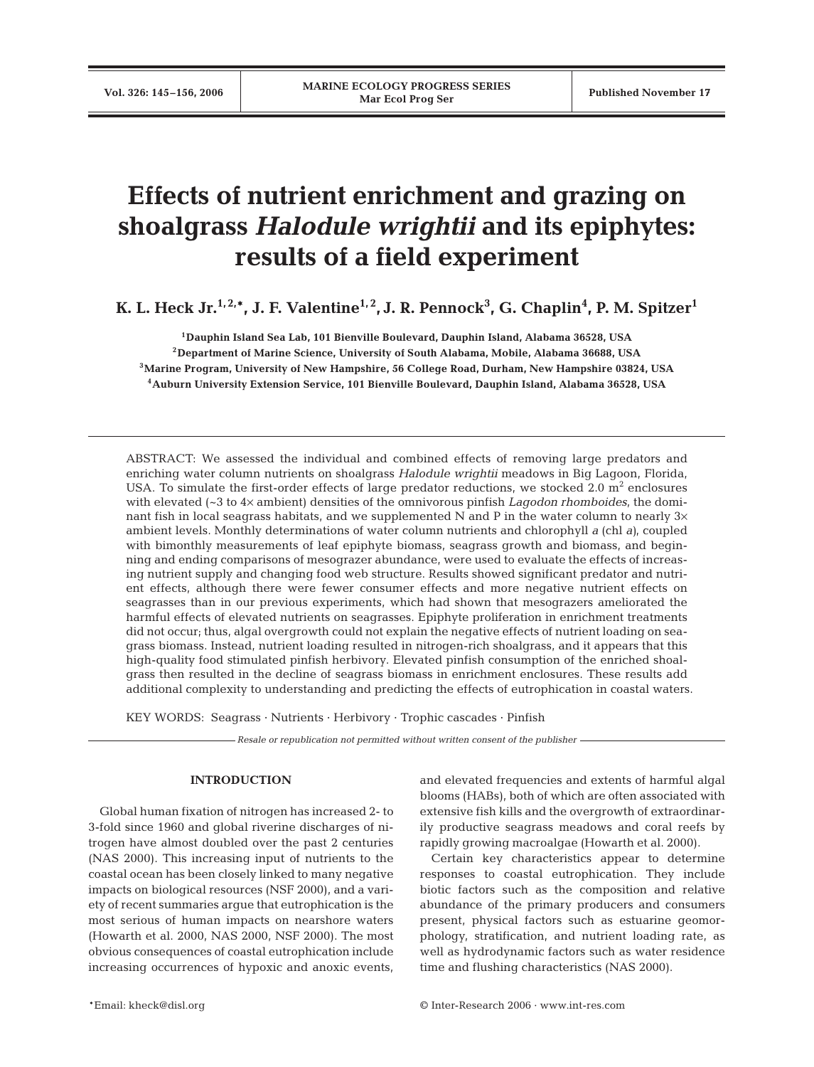# Effects of nutrient enrichment and grazing on shoalgrass *Halodule wrightii* and its epiphytes: results of a field experiment

**K. L. Heck Jr.[1,2,\*], J. F. Valentine[1,2], J. R. Pennock[3], G. Chaplin[4], P. M. Spitzer[1]**

[1]Dauphin Island Sea Lab, 101 Bienville Boulevard, Dauphin Island, Alabama 36528, USA
[2]Department of Marine Science, University of South Alabama, Mobile, Alabama 36688, USA
[3]Marine Program, University of New Hampshire, 56 College Road, Durham, New Hampshire 03824, USA
[4]Auburn University Extension Service, 101 Bienville Boulevard, Dauphin Island, Alabama 36528, USA

ABSTRACT: We assessed the individual and combined effects of removing large predators and enriching water column nutrients on shoalgrass *Halodule wrightii* meadows in Big Lagoon, Florida, USA. To simulate the first-order effects of large predator reductions, we stocked 2.0 $m^2$ enclosures with elevated (~3 to 4× ambient) densities of the omnivorous pinfish *Lagodon rhomboides*, the dominant fish in local seagrass habitats, and we supplemented N and P in the water column to nearly 3× ambient levels. Monthly determinations of water column nutrients and chlorophyll *a* (chl *a*), coupled with bimonthly measurements of leaf epiphyte biomass, seagrass growth and biomass, and beginning and ending comparisons of mesograzer abundance, were used to evaluate the effects of increasing nutrient supply and changing food web structure. Results showed significant predator and nutrient effects, although there were fewer consumer effects and more negative nutrient effects on seagrasses than in our previous experiments, which had shown that mesograzers ameliorated the harmful effects of elevated nutrients on seagrasses. Epiphyte proliferation in enrichment treatments did not occur; thus, algal overgrowth could not explain the negative effects of nutrient loading on seagrass biomass. Instead, nutrient loading resulted in nitrogen-rich shoalgrass, and it appears that this high-quality food stimulated pinfish herbivory. Elevated pinfish consumption of the enriched shoalgrass then resulted in the decline of seagrass biomass in enrichment enclosures. These results add additional complexity to understanding and predicting the effects of eutrophication in coastal waters.

KEY WORDS: Seagrass · Nutrients · Herbivory · Trophic cascades · Pinfish

*Resale or republication not permitted without written consent of the publisher*

## INTRODUCTION

Global human fixation of nitrogen has increased 2- to 3-fold since 1960 and global riverine discharges of nitrogen have almost doubled over the past 2 centuries (NAS 2000). This increasing input of nutrients to the coastal ocean has been closely linked to many negative impacts on biological resources (NSF 2000), and a variety of recent summaries argue that eutrophication is the most serious of human impacts on nearshore waters (Howarth et al. 2000, NAS 2000, NSF 2000). The most obvious consequences of coastal eutrophication include increasing occurrences of hypoxic and anoxic events, and elevated frequencies and extents of harmful algal blooms (HABs), both of which are often associated with extensive fish kills and the overgrowth of extraordinarily productive seagrass meadows and coral reefs by rapidly growing macroalgae (Howarth et al. 2000).

Certain key characteristics appear to determine responses to coastal eutrophication. They include biotic factors such as the composition and relative abundance of the primary producers and consumers present, physical factors such as estuarine geomorphology, stratification, and nutrient loading rate, as well as hydrodynamic factors such as water residence time and flushing characteristics (NAS 2000).

\*Email: kheck@disl.org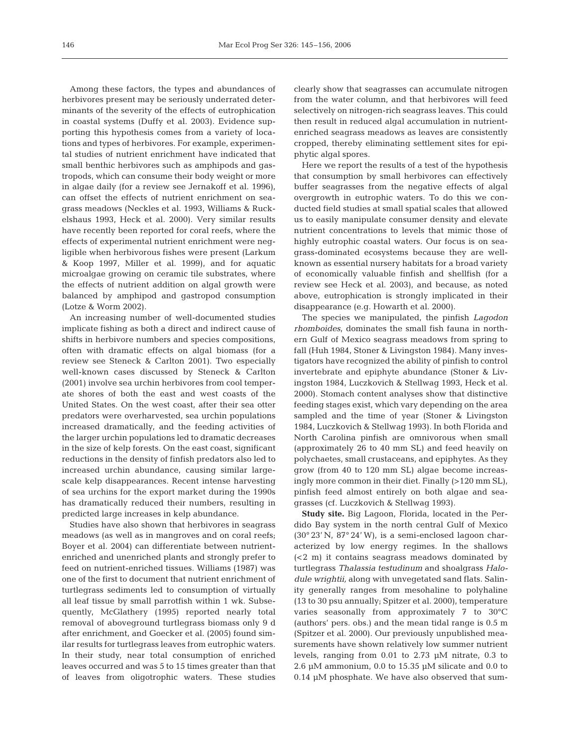Among these factors, the types and abundances of herbivores present may be seriously underrated determinants of the severity of the effects of eutrophication in coastal systems (Duffy et al. 2003). Evidence supporting this hypothesis comes from a variety of locations and types of herbivores. For example, experimental studies of nutrient enrichment have indicated that small benthic herbivores such as amphipods and gastropods, which can consume their body weight or more in algae daily (for a review see Jernakoff et al. 1996), can offset the effects of nutrient enrichment on seagrass meadows (Neckles et al. 1993, Williams & Ruckelshaus 1993, Heck et al. 2000). Very similar results have recently been reported for coral reefs, where the effects of experimental nutrient enrichment were negligible when herbivorous fishes were present (Larkum & Koop 1997, Miller et al. 1999), and for aquatic microalgae growing on ceramic tile substrates, where the effects of nutrient addition on algal growth were balanced by amphipod and gastropod consumption (Lotze & Worm 2002).

An increasing number of well-documented studies implicate fishing as both a direct and indirect cause of shifts in herbivore numbers and species compositions, often with dramatic effects on algal biomass (for a review see Steneck & Carlton 2001). Two especially well-known cases discussed by Steneck & Carlton (2001) involve sea urchin herbivores from cool temperate shores of both the east and west coasts of the United States. On the west coast, after their sea otter predators were overharvested, sea urchin populations increased dramatically, and the feeding activities of the larger urchin populations led to dramatic decreases in the size of kelp forests. On the east coast, significant reductions in the density of finfish predators also led to increased urchin abundance, causing similar large-scale kelp disappearances. Recent intense harvesting of sea urchins for the export market during the 1990s has dramatically reduced their numbers, resulting in predicted large increases in kelp abundance.

Studies have also shown that herbivores in seagrass meadows (as well as in mangroves and on coral reefs; Boyer et al. 2004) can differentiate between nutrient-enriched and unenriched plants and strongly prefer to feed on nutrient-enriched tissues. Williams (1987) was one of the first to document that nutrient enrichment of turtlegrass sediments led to consumption of virtually all leaf tissue by small parrotfish within 1 wk. Subsequently, McGlathery (1995) reported nearly total removal of aboveground turtlegrass biomass only 9 d after enrichment, and Goecker et al. (2005) found similar results for turtlegrass leaves from eutrophic waters. In their study, near total consumption of enriched leaves occurred and was 5 to 15 times greater than that of leaves from oligotrophic waters. These studies clearly show that seagrasses can accumulate nitrogen from the water column, and that herbivores will feed selectively on nitrogen-rich seagrass leaves. This could then result in reduced algal accumulation in nutrient-enriched seagrass meadows as leaves are consistently cropped, thereby eliminating settlement sites for epiphytic algal spores.

Here we report the results of a test of the hypothesis that consumption by small herbivores can effectively buffer seagrasses from the negative effects of algal overgrowth in eutrophic waters. To do this we conducted field studies at small spatial scales that allowed us to easily manipulate consumer density and elevate nutrient concentrations to levels that mimic those of highly eutrophic coastal waters. Our focus is on seagrass-dominated ecosystems because they are well-known as essential nursery habitats for a broad variety of economically valuable finfish and shellfish (for a review see Heck et al. 2003), and because, as noted above, eutrophication is strongly implicated in their disappearance (e.g. Howarth et al. 2000).

The species we manipulated, the pinfish *Lagodon rhomboides*, dominates the small fish fauna in northern Gulf of Mexico seagrass meadows from spring to fall (Huh 1984, Stoner & Livingston 1984). Many investigators have recognized the ability of pinfish to control invertebrate and epiphyte abundance (Stoner & Livingston 1984, Luczkovich & Stellwag 1993, Heck et al. 2000). Stomach content analyses show that distinctive feeding stages exist, which vary depending on the area sampled and the time of year (Stoner & Livingston 1984, Luczkovich & Stellwag 1993). In both Florida and North Carolina pinfish are omnivorous when small (approximately 26 to 40 mm SL) and feed heavily on polychaetes, small crustaceans, and epiphytes. As they grow (from 40 to 120 mm SL) algae become increasingly more common in their diet. Finally (>120 mm SL), pinfish feed almost entirely on both algae and seagrasses (cf. Luczkovich & Stellwag 1993).

**Study site.** Big Lagoon, Florida, located in the Perdido Bay system in the north central Gulf of Mexico (30° 23' N, 87° 24' W), is a semi-enclosed lagoon characterized by low energy regimes. In the shallows (<2 m) it contains seagrass meadows dominated by turtlegrass *Thalassia testudinum* and shoalgrass *Halodule wrightii,* along with unvegetated sand flats. Salinity generally ranges from mesohaline to polyhaline (13 to 30 psu annually; Spitzer et al. 2000), temperature varies seasonally from approximately 7 to 30°C (authors' pers. obs.) and the mean tidal range is 0.5 m (Spitzer et al. 2000). Our previously unpublished measurements have shown relatively low summer nutrient levels, ranging from 0.01 to 2.73 µM nitrate, 0.3 to 2.6 µM ammonium, 0.0 to 15.35 µM silicate and 0.0 to 0.14 µM phosphate. We have also observed that sum-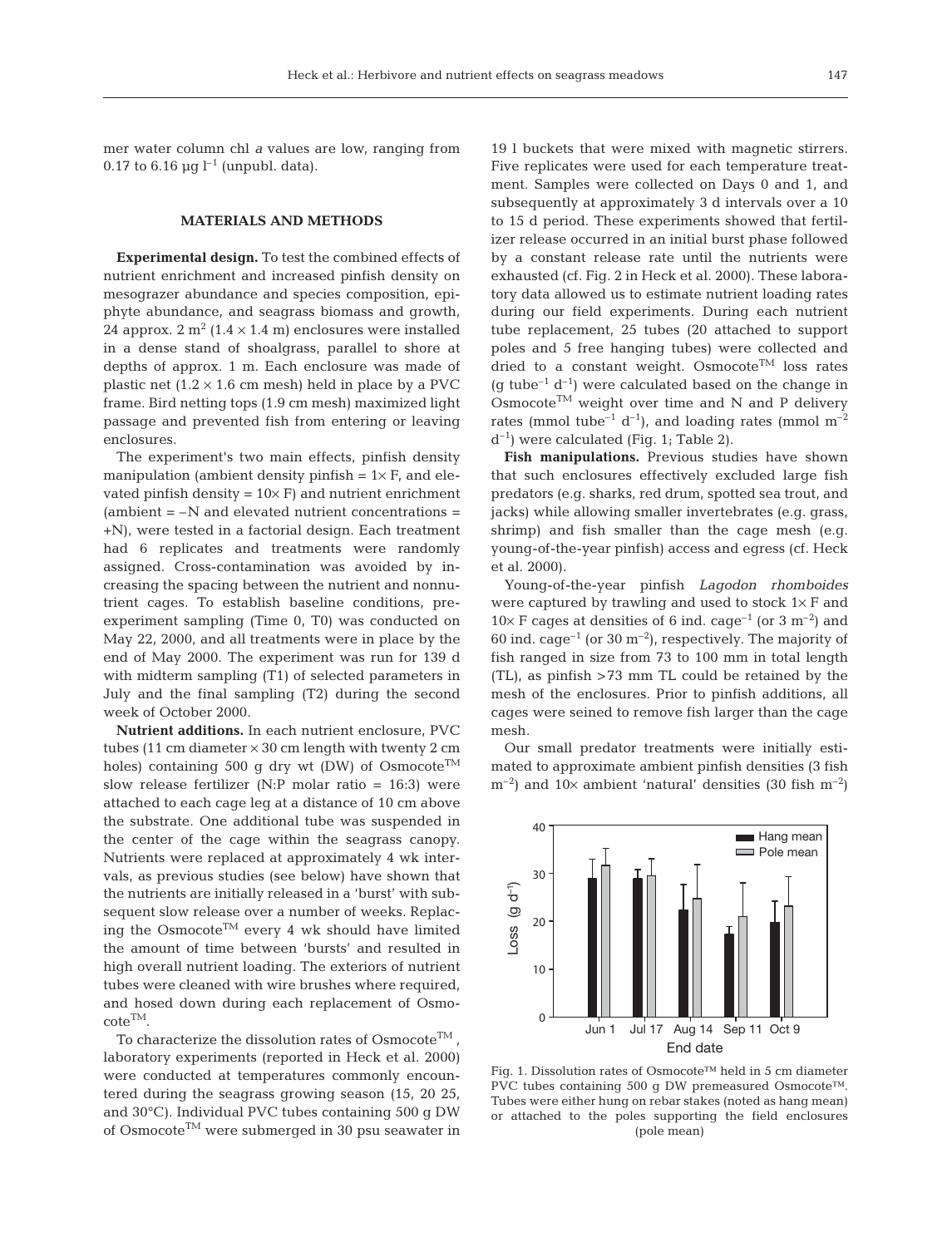mer water column chl *a* values are low, ranging from 0.17 to 6.16 µg $l^{-1}$ (unpubl. data).

## MATERIALS AND METHODS

**Experimental design.** To test the combined effects of nutrient enrichment and increased pinfish density on mesograzer abundance and species composition, epiphyte abundance, and seagrass biomass and growth, 24 approx. 2 $m^2$ (1.4 × 1.4 m) enclosures were installed in a dense stand of shoalgrass, parallel to shore at depths of approx. 1 m. Each enclosure was made of plastic net (1.2 × 1.6 cm mesh) held in place by a PVC frame. Bird netting tops (1.9 cm mesh) maximized light passage and prevented fish from entering or leaving enclosures.

The experiment's two main effects, pinfish density manipulation (ambient density pinfish = 1× F, and elevated pinfish density = 10× F) and nutrient enrichment (ambient = –N and elevated nutrient concentrations = +N), were tested in a factorial design. Each treatment had 6 replicates and treatments were randomly assigned. Cross-contamination was avoided by increasing the spacing between the nutrient and nonnutrient cages. To establish baseline conditions, pre-experiment sampling (Time 0, T0) was conducted on May 22, 2000, and all treatments were in place by the end of May 2000. The experiment was run for 139 d with midterm sampling (T1) of selected parameters in July and the final sampling (T2) during the second week of October 2000.

**Nutrient additions.** In each nutrient enclosure, PVC tubes (11 cm diameter × 30 cm length with twenty 2 cm holes) containing 500 g dry wt (DW) of Osmocote™ slow release fertilizer (N:P molar ratio = 16:3) were attached to each cage leg at a distance of 10 cm above the substrate. One additional tube was suspended in the center of the cage within the seagrass canopy. Nutrients were replaced at approximately 4 wk intervals, as previous studies (see below) have shown that the nutrients are initially released in a 'burst' with subsequent slow release over a number of weeks. Replacing the Osmocote™ every 4 wk should have limited the amount of time between 'bursts' and resulted in high overall nutrient loading. The exteriors of nutrient tubes were cleaned with wire brushes where required, and hosed down during each replacement of Osmocote™.

To characterize the dissolution rates of Osmocote™, laboratory experiments (reported in Heck et al. 2000) were conducted at temperatures commonly encountered during the seagrass growing season (15, 20 25, and 30°C). Individual PVC tubes containing 500 g DW of Osmocote™ were submerged in 30 psu seawater in 19 l buckets that were mixed with magnetic stirrers. Five replicates were used for each temperature treatment. Samples were collected on Days 0 and 1, and subsequently at approximately 3 d intervals over a 10 to 15 d period. These experiments showed that fertilizer release occurred in an initial burst phase followed by a constant release rate until the nutrients were exhausted (cf. Fig. 2 in Heck et al. 2000). These laboratory data allowed us to estimate nutrient loading rates during our field experiments. During each nutrient tube replacement, 25 tubes (20 attached to support poles and 5 free hanging tubes) were collected and dried to a constant weight. Osmocote™ loss rates (g $tube^{-1}$ $d^{-1}$) were calculated based on the change in Osmocote™ weight over time and N and P delivery rates (mmol $tube^{-1}$ $d^{-1}$), and loading rates (mmol $m^{-2}$ $d^{-1}$) were calculated (Fig. 1; Table 2).

**Fish manipulations.** Previous studies have shown that such enclosures effectively excluded large fish predators (e.g. sharks, red drum, spotted sea trout, and jacks) while allowing smaller invertebrates (e.g. grass, shrimp) and fish smaller than the cage mesh (e.g. young-of-the-year pinfish) access and egress (cf. Heck et al. 2000).

Young-of-the-year pinfish *Lagodon rhomboides* were captured by trawling and used to stock 1× F and 10× F cages at densities of 6 ind. $cage^{-1}$ (or 3 $m^{-2}$) and 60 ind. $cage^{-1}$ (or 30 $m^{-2}$), respectively. The majority of fish ranged in size from 73 to 100 mm in total length (TL), as pinfish >73 mm TL could be retained by the mesh of the enclosures. Prior to pinfish additions, all cages were seined to remove fish larger than the cage mesh.

Our small predator treatments were initially estimated to approximate ambient pinfish densities (3 fish $m^{-2}$) and 10× ambient 'natural' densities (30 fish $m^{-2}$)

Hang mean
Pole mean
Loss (g $d^{-1}$)
0
10
20
30
40
Jun 1
Jul 17
Aug 14
Sep 11
Oct 9
End date

Fig. 1. Dissolution rates of Osmocote™ held in 5 cm diameter PVC tubes containing 500 g DW premeasured Osmocote™. Tubes were either hung on rebar stakes (noted as hang mean) or attached to the poles supporting the field enclosures (pole mean)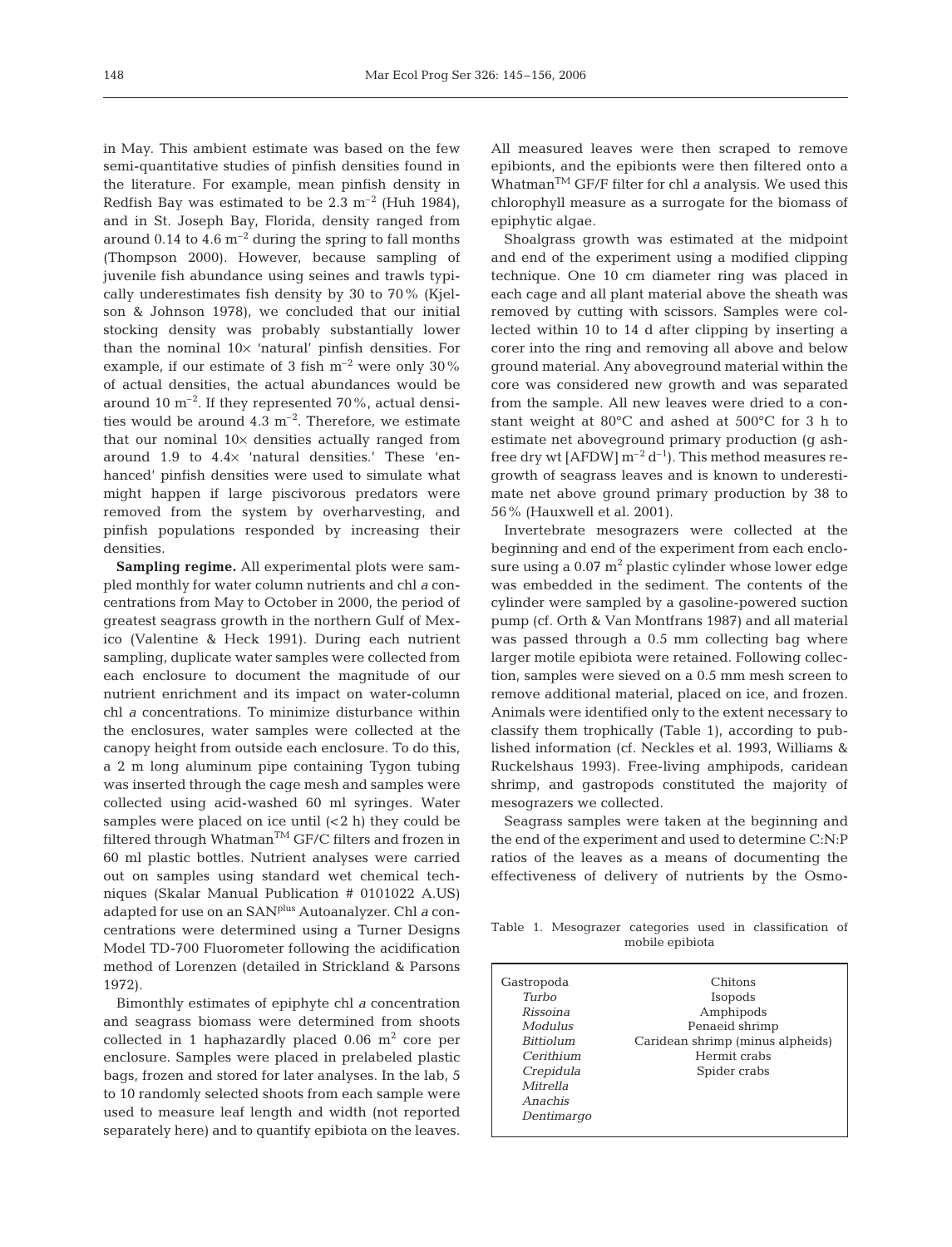in May. This ambient estimate was based on the few semi-quantitative studies of pinfish densities found in the literature. For example, mean pinfish density in Redfish Bay was estimated to be 2.3 $m^{-2}$ (Huh 1984), and in St. Joseph Bay, Florida, density ranged from around 0.14 to 4.6 $m^{-2}$ during the spring to fall months (Thompson 2000). However, because sampling of juvenile fish abundance using seines and trawls typically underestimates fish density by 30 to 70% (Kjelson & Johnson 1978), we concluded that our initial stocking density was probably substantially lower than the nominal 10× 'natural' pinfish densities. For example, if our estimate of 3 fish $m^{-2}$ were only 30% of actual densities, the actual abundances would be around 10 $m^{-2}$. If they represented 70%, actual densities would be around 4.3 $m^{-2}$. Therefore, we estimate that our nominal 10× densities actually ranged from around 1.9 to 4.4× 'natural densities.' These 'enhanced' pinfish densities were used to simulate what might happen if large piscivorous predators were removed from the system by overharvesting, and pinfish populations responded by increasing their densities.

**Sampling regime.** All experimental plots were sampled monthly for water column nutrients and chl *a* concentrations from May to October in 2000, the period of greatest seagrass growth in the northern Gulf of Mexico (Valentine & Heck 1991). During each nutrient sampling, duplicate water samples were collected from each enclosure to document the magnitude of our nutrient enrichment and its impact on water-column chl *a* concentrations. To minimize disturbance within the enclosures, water samples were collected at the canopy height from outside each enclosure. To do this, a 2 m long aluminum pipe containing Tygon tubing was inserted through the cage mesh and samples were collected using acid-washed 60 ml syringes. Water samples were placed on ice until (<2 h) they could be filtered through Whatman™ GF/C filters and frozen in 60 ml plastic bottles. Nutrient analyses were carried out on samples using standard wet chemical techniques (Skalar Manual Publication # 0101022 A.US) adapted for use on an SAN$^{plus}$ Autoanalyzer. Chl *a* concentrations were determined using a Turner Designs Model TD-700 Fluorometer following the acidification method of Lorenzen (detailed in Strickland & Parsons 1972).

Bimonthly estimates of epiphyte chl *a* concentration and seagrass biomass were determined from shoots collected in 1 haphazardly placed 0.06 $m^2$ core per enclosure. Samples were placed in prelabeled plastic bags, frozen and stored for later analyses. In the lab, 5 to 10 randomly selected shoots from each sample were used to measure leaf length and width (not reported separately here) and to quantify epibiota on the leaves. All measured leaves were then scraped to remove epibionts, and the epibionts were then filtered onto a Whatman™ GF/F filter for chl *a* analysis. We used this chlorophyll measure as a surrogate for the biomass of epiphytic algae.

Shoalgrass growth was estimated at the midpoint and end of the experiment using a modified clipping technique. One 10 cm diameter ring was placed in each cage and all plant material above the sheath was removed by cutting with scissors. Samples were collected within 10 to 14 d after clipping by inserting a corer into the ring and removing all above and below ground material. Any aboveground material within the core was considered new growth and was separated from the sample. All new leaves were dried to a constant weight at 80°C and ashed at 500°C for 3 h to estimate net aboveground primary production (g ash-free dry wt [AFDW] $m^{-2}$ $d^{-1}$). This method measures regrowth of seagrass leaves and is known to underestimate net above ground primary production by 38 to 56% (Hauxwell et al. 2001).

Invertebrate mesograzers were collected at the beginning and end of the experiment from each enclosure using a 0.07 $m^2$ plastic cylinder whose lower edge was embedded in the sediment. The contents of the cylinder were sampled by a gasoline-powered suction pump (cf. Orth & Van Montfrans 1987) and all material was passed through a 0.5 mm collecting bag where larger motile epibiota were retained. Following collection, samples were sieved on a 0.5 mm mesh screen to remove additional material, placed on ice, and frozen. Animals were identified only to the extent necessary to classify them trophically (Table 1), according to published information (cf. Neckles et al. 1993, Williams & Ruckelshaus 1993). Free-living amphipods, caridean shrimp, and gastropods constituted the majority of mesograzers we collected.

Seagrass samples were taken at the beginning and the end of the experiment and used to determine C:N:P ratios of the leaves as a means of documenting the effectiveness of delivery of nutrients by the Osmo-

Table 1. Mesograzer categories used in classification of mobile epibiota

| | |
|---|---|
| Gastropoda | Chitons |
| *Turbo* | Isopods |
| *Rissoina* | Amphipods |
| *Modulus* | Penaeid shrimp |
| *Bittiolum* | Caridean shrimp (minus alpheids) |
| *Cerithium* | Hermit crabs |
| *Crepidula* | Spider crabs |
| *Mitrella* | |
| *Anachis* | |
| *Dentimargo* | |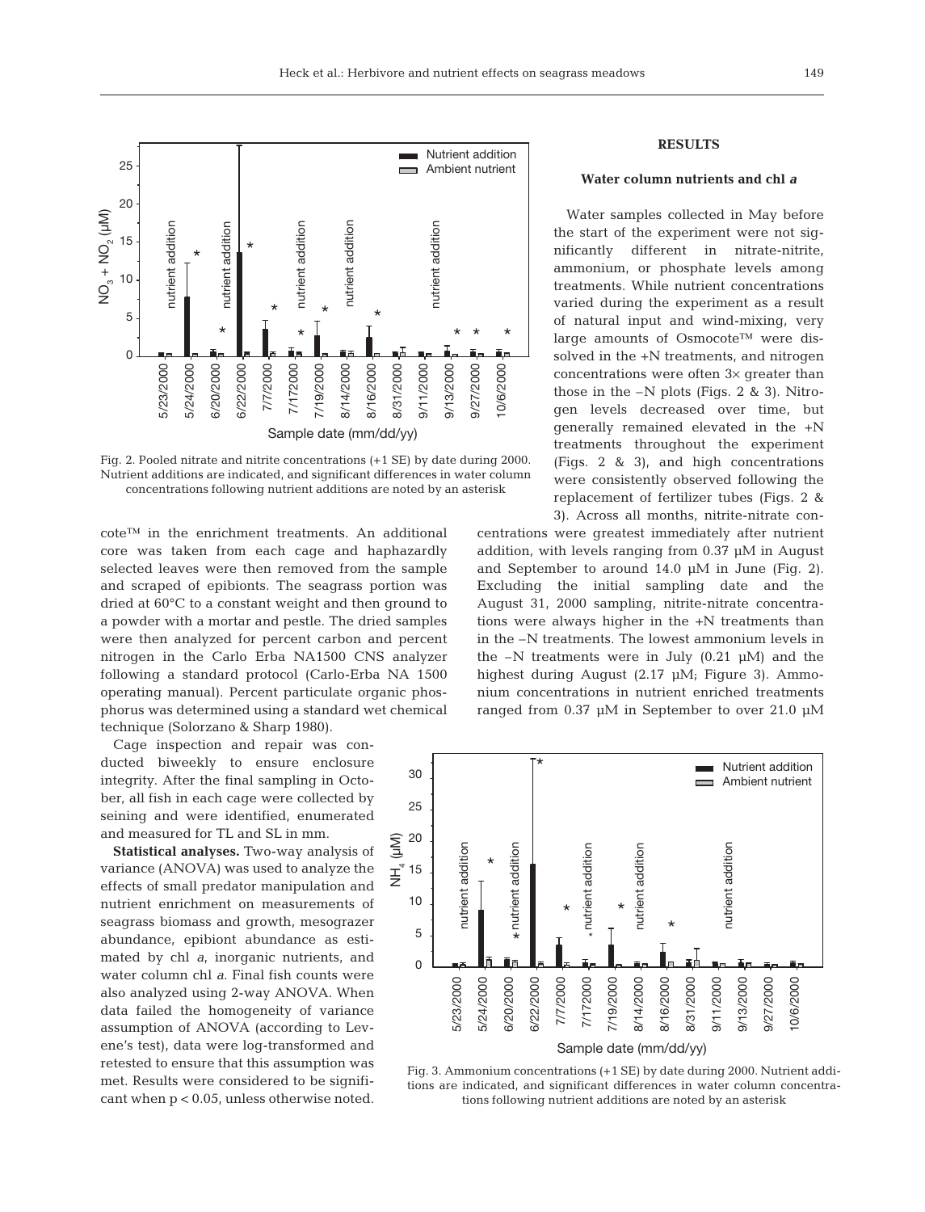Nutrient addition
Ambient nutrient

25
20
15
10
5
0

$NO_3 + NO_2$ (μM)

nutrient addition
nutrient addition
nutrient addition
nutrient addition
nutrient addition

*
*
*
*
*
*
*
*
*
*
*

5/23/2000
5/24/2000
6/20/2000
6/22/2000
7/7/2000
7/172000
7/19/2000
8/14/2000
8/16/2000
8/31/2000
9/11/2000
9/13/2000
9/27/2000
10/6/2000

Sample date (mm/dd/yy)

Fig. 2. Pooled nitrate and nitrite concentrations (+1 SE) by date during 2000. Nutrient additions are indicated, and significant differences in water column concentrations following nutrient additions are noted by an asterisk

cote™ in the enrichment treatments. An additional core was taken from each cage and haphazardly selected leaves were then removed from the sample and scraped of epibionts. The seagrass portion was dried at 60°C to a constant weight and then ground to a powder with a mortar and pestle. The dried samples were then analyzed for percent carbon and percent nitrogen in the Carlo Erba NA1500 CNS analyzer following a standard protocol (Carlo-Erba NA 1500 operating manual). Percent particulate organic phosphorus was determined using a standard wet chemical technique (Solorzano & Sharp 1980).

Cage inspection and repair was conducted biweekly to ensure enclosure integrity. After the final sampling in October, all fish in each cage were collected by seining and were identified, enumerated and measured for TL and SL in mm.

**Statistical analyses.** Two-way analysis of variance (ANOVA) was used to analyze the effects of small predator manipulation and nutrient enrichment on measurements of seagrass biomass and growth, mesograzer abundance, epibiont abundance as estimated by chl *a*, inorganic nutrients, and water column chl *a*. Final fish counts were also analyzed using 2-way ANOVA. When data failed the homogeneity of variance assumption of ANOVA (according to Levene's test), data were log-transformed and retested to ensure that this assumption was met. Results were considered to be significant when $p < 0.05$, unless otherwise noted.

## RESULTS

### Water column nutrients and chl *a*

Water samples collected in May before the start of the experiment were not significantly different in nitrate-nitrite, ammonium, or phosphate levels among treatments. While nutrient concentrations varied during the experiment as a result of natural input and wind-mixing, very large amounts of Osmocote™ were dissolved in the +N treatments, and nitrogen concentrations were often 3× greater than those in the –N plots (Figs. 2 & 3). Nitrogen levels decreased over time, but generally remained elevated in the +N treatments throughout the experiment (Figs. 2 & 3), and high concentrations were consistently observed following the replacement of fertilizer tubes (Figs. 2 & 3). Across all months, nitrite-nitrate concentrations were greatest immediately after nutrient addition, with levels ranging from 0.37 μM in August and September to around 14.0 μM in June (Fig. 2). Excluding the initial sampling date and the August 31, 2000 sampling, nitrite-nitrate concentrations were always higher in the +N treatments than in the –N treatments. The lowest ammonium levels in the –N treatments were in July (0.21 μM) and the highest during August (2.17 μM; Figure 3). Ammonium concentrations in nutrient enriched treatments ranged from 0.37 μM in September to over 21.0 μM

Nutrient addition
Ambient nutrient

30
25
20
15
10
5
0

$NH_4$ (μM)

nutrient addition
nutrient addition
nutrient addition
nutrient addition
nutrient addition

*
*
*
*
*
*
*

5/23/2000
5/24/2000
6/20/2000
6/22/2000
7/7/2000
7/172000
7/19/2000
8/14/2000
8/16/2000
8/31/2000
9/11/2000
9/13/2000
9/27/2000
10/6/2000

Sample date (mm/dd/yy)

Fig. 3. Ammonium concentrations (+1 SE) by date during 2000. Nutrient additions are indicated, and significant differences in water column concentrations following nutrient additions are noted by an asterisk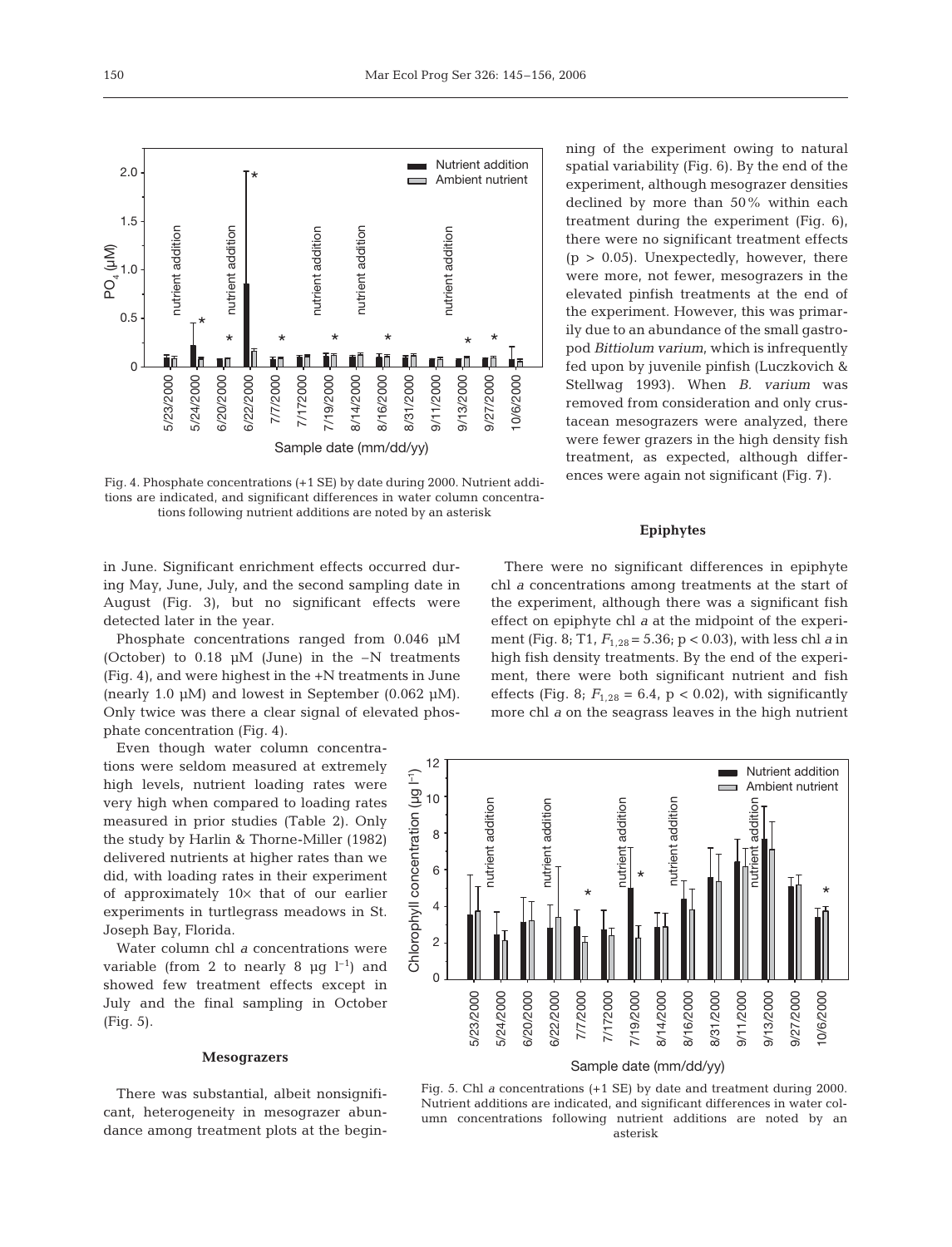2.0

1.5

1.0

0.5

0

$PO_4$ (µM)

Nutrient addition

Ambient nutrient

nutrient addition

nutrient addition

nutrient addition

nutrient addition

nutrient addition

5/23/2000
5/24/2000
6/20/2000
6/22/2000
7/7/2000
7/172000
7/19/2000
8/14/2000
8/16/2000
8/31/2000
9/11/2000
9/13/2000
9/27/2000
10/6/2000

Sample date (mm/dd/yy)

Fig. 4. Phosphate concentrations (+1 SE) by date during 2000. Nutrient additions are indicated, and significant differences in water column concentrations following nutrient additions are noted by an asterisk

in June. Significant enrichment effects occurred during May, June, July, and the second sampling date in August (Fig. 3), but no significant effects were detected later in the year.

Phosphate concentrations ranged from 0.046 µM (October) to 0.18 µM (June) in the –N treatments (Fig. 4), and were highest in the +N treatments in June (nearly 1.0 µM) and lowest in September (0.062 µM). Only twice was there a clear signal of elevated phosphate concentration (Fig. 4).

Even though water column concentrations were seldom measured at extremely high levels, nutrient loading rates were very high when compared to loading rates measured in prior studies (Table 2). Only the study by Harlin & Thorne-Miller (1982) delivered nutrients at higher rates than we did, with loading rates in their experiment of approximately 10× that of our earlier experiments in turtlegrass meadows in St. Joseph Bay, Florida.

Water column chl *a* concentrations were variable (from 2 to nearly 8 µg $l^{-1}$) and showed few treatment effects except in July and the final sampling in October (Fig. 5).

### Mesograzers

There was substantial, albeit nonsignificant, heterogeneity in mesograzer abundance among treatment plots at the beginning of the experiment owing to natural spatial variability (Fig. 6). By the end of the experiment, although mesograzer densities declined by more than 50% within each treatment during the experiment (Fig. 6), there were no significant treatment effects ($p > 0.05$). Unexpectedly, however, there were more, not fewer, mesograzers in the elevated pinfish treatments at the end of the experiment. However, this was primarily due to an abundance of the small gastropod *Bittiolum varium*, which is infrequently fed upon by juvenile pinfish (Luczkovich & Stellwag 1993). When *B. varium* was removed from consideration and only crustacean mesograzers were analyzed, there were fewer grazers in the high density fish treatment, as expected, although differences were again not significant (Fig. 7).

### Epiphytes

There were no significant differences in epiphyte chl *a* concentrations among treatments at the start of the experiment, although there was a significant fish effect on epiphyte chl *a* at the midpoint of the experiment (Fig. 8; T1, $F_{1,28} = 5.36$; $p < 0.03$), with less chl *a* in high fish density treatments. By the end of the experiment, there were both significant nutrient and fish effects (Fig. 8; $F_{1,28} = 6.4$, $p < 0.02$), with significantly more chl *a* on the seagrass leaves in the high nutrient

12

10

8

6

4

2

0

Chlorophyll concentration (µg $l^{-1}$)

Nutrient addition

Ambient nutrient

nutrient addition

nutrient addition

nutrient addition

nutrient addition

nutrient addition

5/23/2000
5/24/2000
6/20/2000
6/22/2000
7/7/2000
7/172000
7/19/2000
8/14/2000
8/16/2000
8/31/2000
9/11/2000
9/13/2000
9/27/2000
10/6/2000

Sample date (mm/dd/yy)

Fig. 5. Chl *a* concentrations (+1 SE) by date and treatment during 2000. Nutrient additions are indicated, and significant differences in water column concentrations following nutrient additions are noted by an asterisk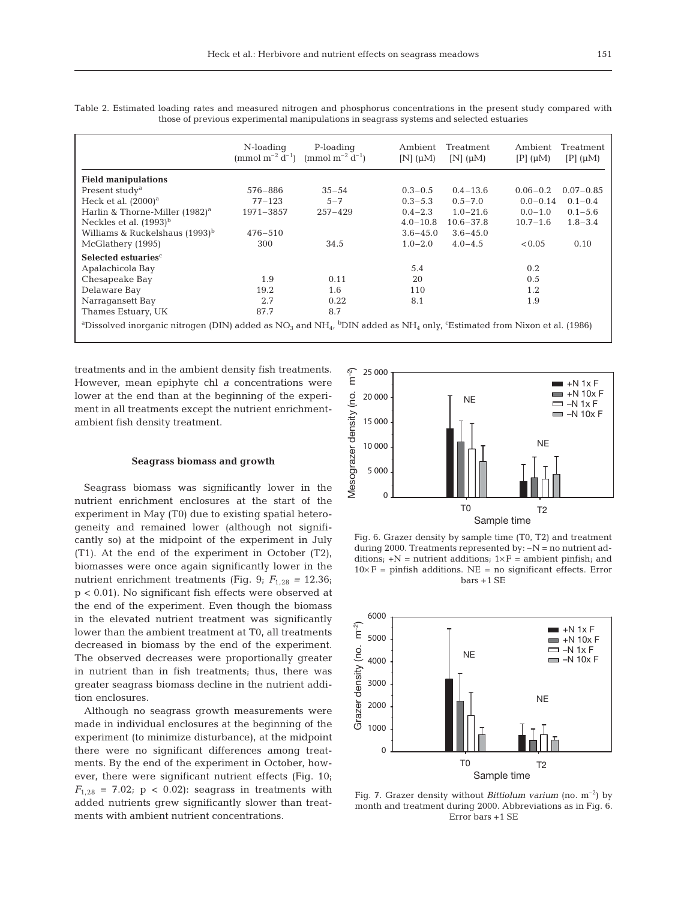Table 2. Estimated loading rates and measured nitrogen and phosphorus concentrations in the present study compared with those of previous experimental manipulations in seagrass systems and selected estuaries

| | N-loading (mmol $m^{-2}$ $d^{-1}$) | P-loading (mmol $m^{-2}$ $d^{-1}$) | Ambient [N] (µM) | Treatment [N] (µM) | Ambient [P] (µM) | Treatment [P] (µM) |
|---|---|---|---|---|---|---|
| **Field manipulations** | | | | | | |
| Present study[a] | 576–886 | 35–54 | 0.3–0.5 | 0.4–13.6 | 0.06–0.2 | 0.07–0.85 |
| Heck et al. (2000)[a] | 77–123 | 5–7 | 0.3–5.3 | 0.5–7.0 | 0.0–0.14 | 0.1–0.4 |
| Harlin & Thorne-Miller (1982)[a] | 1971–3857 | 257–429 | 0.4–2.3 | 1.0–21.6 | 0.0–1.0 | 0.1–5.6 |
| Neckles et al. (1993)[b] | | | 4.0–10.8 | 10.6–37.8 | 10.7–1.6 | 1.8–3.4 |
| Williams & Ruckelshaus (1993)[b] | 476–510 | | 3.6–45.0 | 3.6–45.0 | | |
| McGlathery (1995) | 300 | 34.5 | 1.0–2.0 | 4.0–4.5 | <0.05 | 0.10 |
| **Selected estuaries**[c] | | | | | | |
| Apalachicola Bay | | | 5.4 | | 0.2 | |
| Chesapeake Bay | 1.9 | 0.11 | 20 | | 0.5 | |
| Delaware Bay | 19.2 | 1.6 | 110 | | 1.2 | |
| Narragansett Bay | 2.7 | 0.22 | 8.1 | | 1.9 | |
| Thames Estuary, UK | 87.7 | 8.7 | | | | |

[a]Dissolved inorganic nitrogen (DIN) added as $NO_3$ and $NH_4$, [b]DIN added as $NH_4$ only, [c]Estimated from Nixon et al. (1986)

treatments and in the ambient density fish treatments. However, mean epiphyte chl *a* concentrations were lower at the end than at the beginning of the experiment in all treatments except the nutrient enrichment-ambient fish density treatment.

### Seagrass biomass and growth

Seagrass biomass was significantly lower in the nutrient enrichment enclosures at the start of the experiment in May (T0) due to existing spatial heterogeneity and remained lower (although not significantly so) at the midpoint of the experiment in July (T1). At the end of the experiment in October (T2), biomasses were once again significantly lower in the nutrient enrichment treatments (Fig. 9; $F_{1,28}$ = 12.36; $p < 0.01$). No significant fish effects were observed at the end of the experiment. Even though the biomass in the elevated nutrient treatment was significantly lower than the ambient treatment at T0, all treatments decreased in biomass by the end of the experiment. The observed decreases were proportionally greater in nutrient than in fish treatments; thus, there was greater seagrass biomass decline in the nutrient addition enclosures.

Although no seagrass growth measurements were made in individual enclosures at the beginning of the experiment (to minimize disturbance), at the midpoint there were no significant differences among treatments. By the end of the experiment in October, however, there were significant nutrient effects (Fig. 10; $F_{1,28}$ = 7.02; $p < 0.02$): seagrass in treatments with added nutrients grew significantly slower than treatments with ambient nutrient concentrations.

Mesograzer density (no. m$^{-2}$)
25 000
20 000
15 000
10 000
5 000
0
NE
NE
+N 1x F
+N 10x F
–N 1x F
–N 10x F
T0
T2
Sample time

Fig. 6. Grazer density by sample time (T0, T2) and treatment during 2000. Treatments represented by: –N = no nutrient additions; +N = nutrient additions; 1×F = ambient pinfish; and 10×F = pinfish additions. NE = no significant effects. Error bars +1 SE

Grazer density (no. m$^{-2}$)
6000
5000
4000
3000
2000
1000
0
NE
NE
+N 1x F
+N 10x F
–N 1x F
–N 10x F
T0
T2
Sample time

Fig. 7. Grazer density without *Bittiolum varium* (no. m$^{-2}$) by month and treatment during 2000. Abbreviations as in Fig. 6. Error bars +1 SE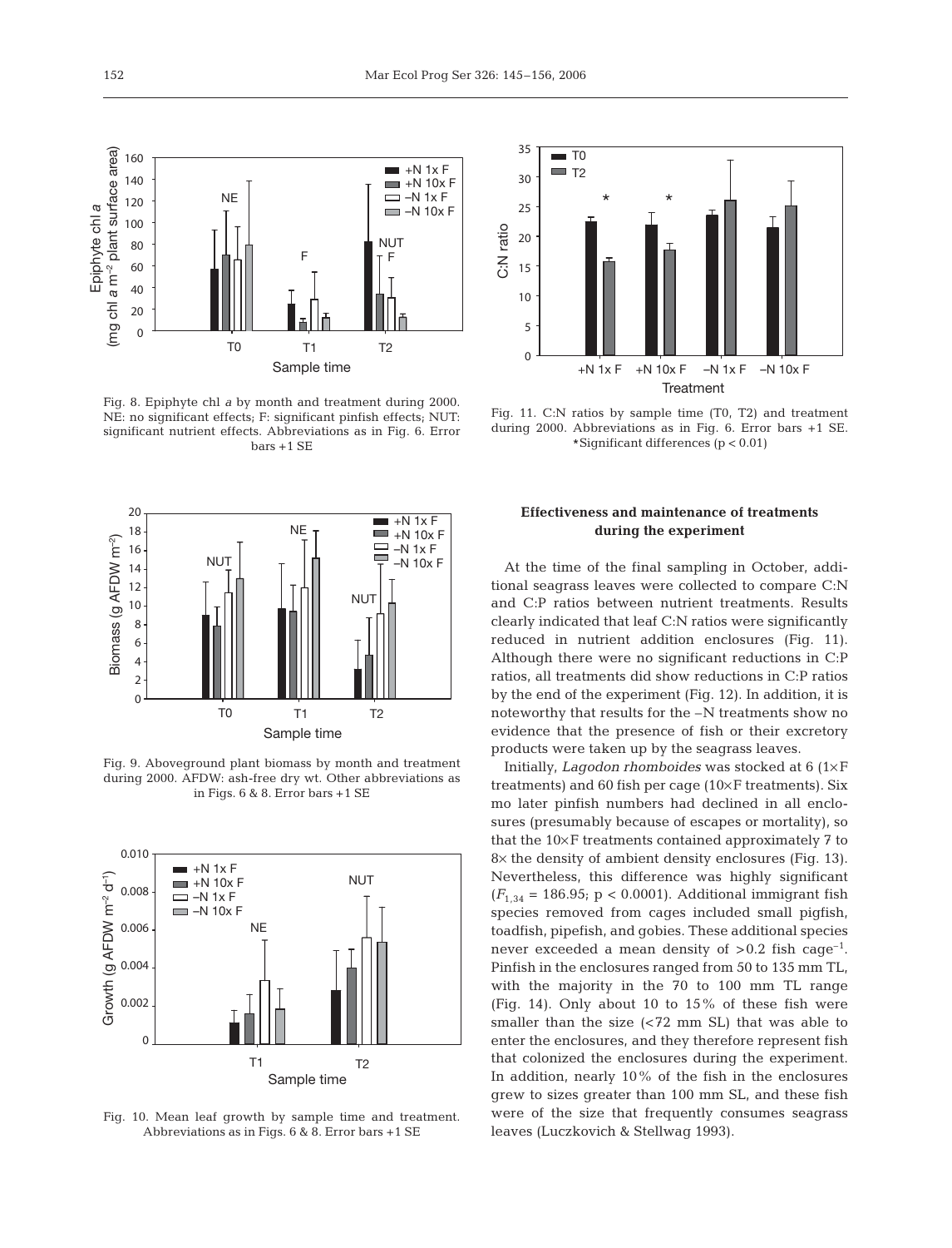Epiphyte chl *a*
(mg chl *a* m$^{-2}$ plant surface area)
160
140
120
100
80
60
40
20
0
NE
F
NUT
F
T0
T1
T2
Sample time
+N 1x F
+N 10x F
–N 1x F
–N 10x F

Fig. 8. Epiphyte chl *a* by month and treatment during 2000. NE: no significant effects; F: significant pinfish effects; NUT: significant nutrient effects. Abbreviations as in Fig. 6. Error bars +1 SE

Biomass (g AFDW m$^{-2}$)
20
18
16
14
12
10
8
6
4
2
0
NUT
NE
NUT
T0
T1
T2
Sample time
+N 1x F
+N 10x F
–N 1x F
–N 10x F

Fig. 9. Aboveground plant biomass by month and treatment during 2000. AFDW: ash-free dry wt. Other abbreviations as in Figs. 6 & 8. Error bars +1 SE

Growth (g AFDW m$^{-2}$ d$^{-1}$)
0.010
0.008
0.006
0.004
0.002
0
NE
NUT
T1
T2
Sample time
+N 1x F
+N 10x F
–N 1x F
–N 10x F

Fig. 10. Mean leaf growth by sample time and treatment. Abbreviations as in Figs. 6 & 8. Error bars +1 SE

C:N ratio
35
30
25
20
15
10
5
0
T0
T2
*
*
+N 1x F
+N 10x F
–N 1x F
–N 10x F
Treatment

Fig. 11. C:N ratios by sample time (T0, T2) and treatment during 2000. Abbreviations as in Fig. 6. Error bars +1 SE. *Significant differences ($p < 0.01$)

### Effectiveness and maintenance of treatments during the experiment

At the time of the final sampling in October, additional seagrass leaves were collected to compare C:N and C:P ratios between nutrient treatments. Results clearly indicated that leaf C:N ratios were significantly reduced in nutrient addition enclosures (Fig. 11). Although there were no significant reductions in C:P ratios, all treatments did show reductions in C:P ratios by the end of the experiment (Fig. 12). In addition, it is noteworthy that results for the –N treatments show no evidence that the presence of fish or their excretory products were taken up by the seagrass leaves.

Initially, *Lagodon rhomboides* was stocked at 6 (1×F treatments) and 60 fish per cage (10×F treatments). Six mo later pinfish numbers had declined in all enclosures (presumably because of escapes or mortality), so that the 10×F treatments contained approximately 7 to 8× the density of ambient density enclosures (Fig. 13). Nevertheless, this difference was highly significant ($F_{1,34} = 186.95$; $p < 0.0001$). Additional immigrant fish species removed from cages included small pigfish, toadfish, pipefish, and gobies. These additional species never exceeded a mean density of >0.2 fish cage$^{-1}$. Pinfish in the enclosures ranged from 50 to 135 mm TL, with the majority in the 70 to 100 mm TL range (Fig. 14). Only about 10 to 15% of these fish were smaller than the size (<72 mm SL) that was able to enter the enclosures, and they therefore represent fish that colonized the enclosures during the experiment. In addition, nearly 10% of the fish in the enclosures grew to sizes greater than 100 mm SL, and these fish were of the size that frequently consumes seagrass leaves (Luczkovich & Stellwag 1993).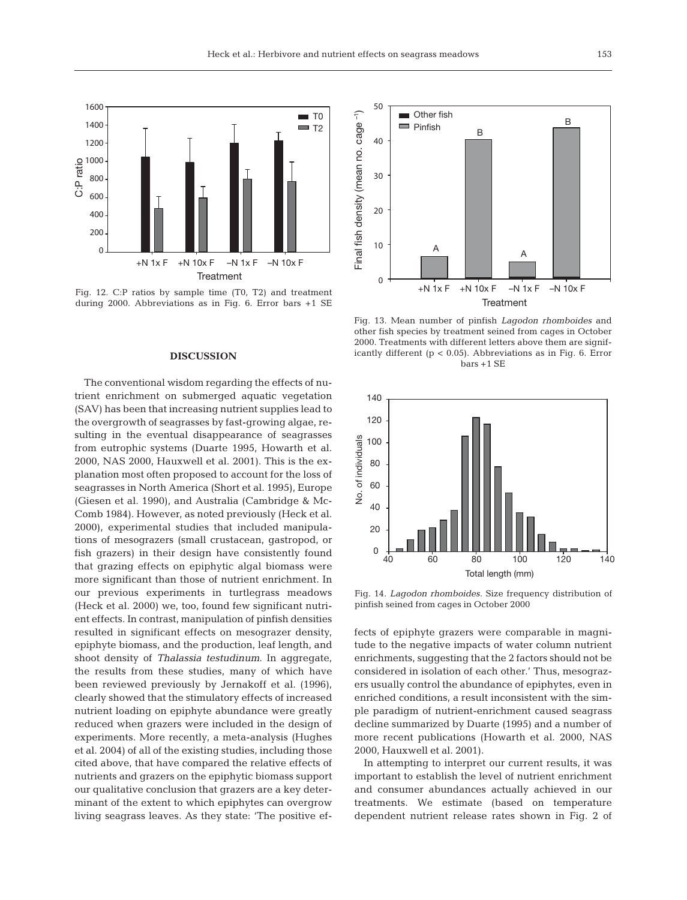1600
1400
1200
1000
800
600
400
200
0
C:P ratio
T0
T2
+N 1x F
+N 10x F
–N 1x F
–N 10x F
Treatment

Fig. 12. C:P ratios by sample time (T0, T2) and treatment during 2000. Abbreviations as in Fig. 6. Error bars +1 SE

50
40
30
20
10
0
Final fish density (mean no. cage$^{-1}$)
Other fish
Pinfish
A
B
A
B
+N 1x F
+N 10x F
–N 1x F
–N 10x F
Treatment

Fig. 13. Mean number of pinfish *Lagodon rhomboides* and other fish species by treatment seined from cages in October 2000. Treatments with different letters above them are significantly different ($p < 0.05$). Abbreviations as in Fig. 6. Error bars +1 SE

140
120
100
80
60
40
20
0
No. of individuals
40
60
80
100
120
140
Total length (mm)

Fig. 14. *Lagodon rhomboides*. Size frequency distribution of pinfish seined from cages in October 2000

## DISCUSSION

The conventional wisdom regarding the effects of nutrient enrichment on submerged aquatic vegetation (SAV) has been that increasing nutrient supplies lead to the overgrowth of seagrasses by fast-growing algae, resulting in the eventual disappearance of seagrasses from eutrophic systems (Duarte 1995, Howarth et al. 2000, NAS 2000, Hauxwell et al. 2001). This is the explanation most often proposed to account for the loss of seagrasses in North America (Short et al. 1995), Europe (Giesen et al. 1990), and Australia (Cambridge & McComb 1984). However, as noted previously (Heck et al. 2000), experimental studies that included manipulations of mesograzers (small crustacean, gastropod, or fish grazers) in their design have consistently found that grazing effects on epiphytic algal biomass were more significant than those of nutrient enrichment. In our previous experiments in turtlegrass meadows (Heck et al. 2000) we, too, found few significant nutrient effects. In contrast, manipulation of pinfish densities resulted in significant effects on mesograzer density, epiphyte biomass, and the production, leaf length, and shoot density of *Thalassia testudinum*. In aggregate, the results from these studies, many of which have been reviewed previously by Jernakoff et al. (1996), clearly showed that the stimulatory effects of increased nutrient loading on epiphyte abundance were greatly reduced when grazers were included in the design of experiments. More recently, a meta-analysis (Hughes et al. 2004) of all of the existing studies, including those cited above, that have compared the relative effects of nutrients and grazers on the epiphytic biomass support our qualitative conclusion that grazers are a key determinant of the extent to which epiphytes can overgrow living seagrass leaves. As they state: 'The positive effects of epiphyte grazers were comparable in magnitude to the negative impacts of water column nutrient enrichments, suggesting that the 2 factors should not be considered in isolation of each other.' Thus, mesograzers usually control the abundance of epiphytes, even in enriched conditions, a result inconsistent with the simple paradigm of nutrient-enrichment caused seagrass decline summarized by Duarte (1995) and a number of more recent publications (Howarth et al. 2000, NAS 2000, Hauxwell et al. 2001).

In attempting to interpret our current results, it was important to establish the level of nutrient enrichment and consumer abundances actually achieved in our treatments. We estimate (based on temperature dependent nutrient release rates shown in Fig. 2 of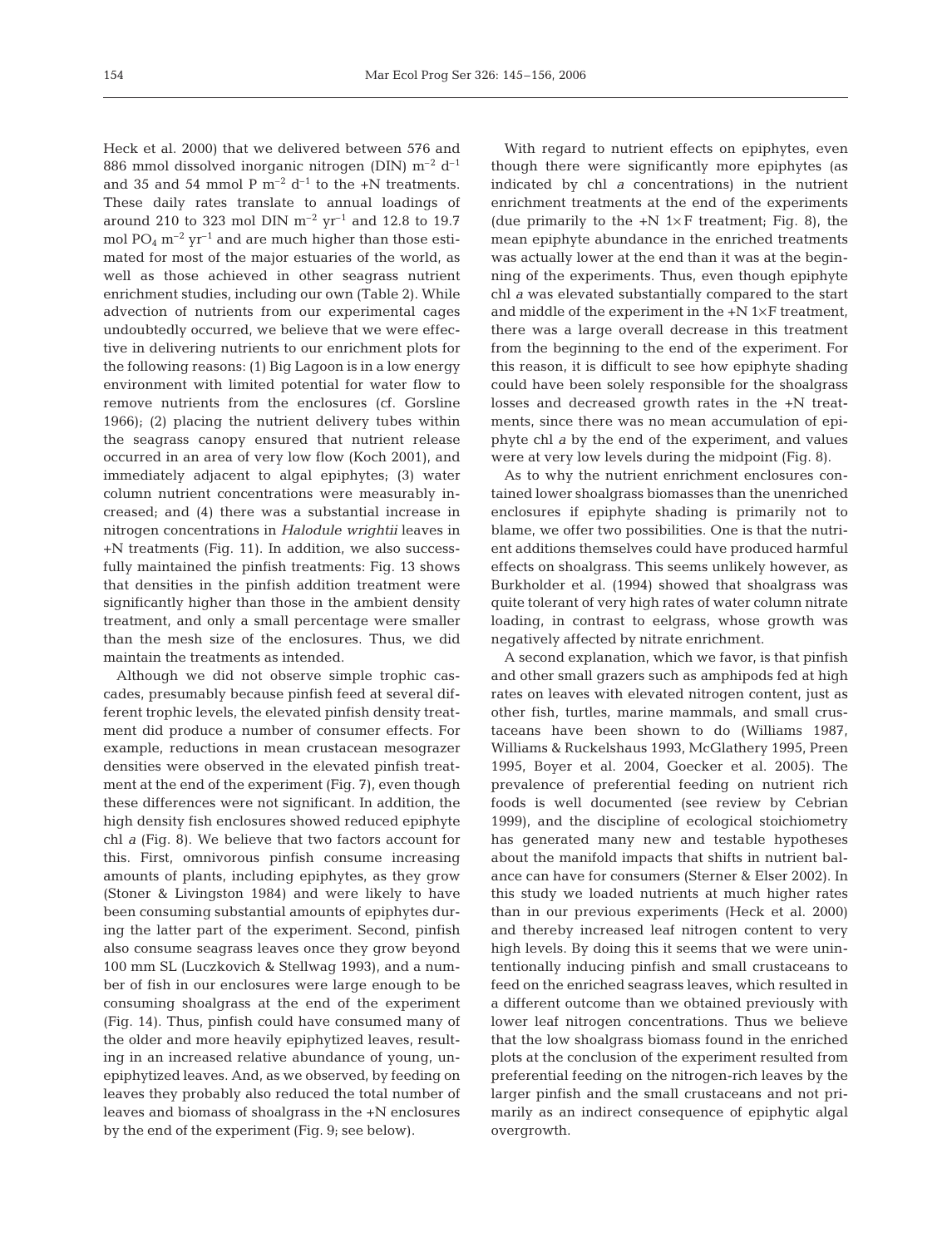Heck et al. 2000) that we delivered between 576 and 886 mmol dissolved inorganic nitrogen (DIN) $m^{-2}$ $d^{-1}$ and 35 and 54 mmol P $m^{-2}$ $d^{-1}$ to the +N treatments. These daily rates translate to annual loadings of around 210 to 323 mol DIN $m^{-2}$ $yr^{-1}$ and 12.8 to 19.7 mol $PO_4$ $m^{-2}$ $yr^{-1}$ and are much higher than those estimated for most of the major estuaries of the world, as well as those achieved in other seagrass nutrient enrichment studies, including our own (Table 2). While advection of nutrients from our experimental cages undoubtedly occurred, we believe that we were effective in delivering nutrients to our enrichment plots for the following reasons: (1) Big Lagoon is in a low energy environment with limited potential for water flow to remove nutrients from the enclosures (cf. Gorsline 1966); (2) placing the nutrient delivery tubes within the seagrass canopy ensured that nutrient release occurred in an area of very low flow (Koch 2001), and immediately adjacent to algal epiphytes; (3) water column nutrient concentrations were measurably increased; and (4) there was a substantial increase in nitrogen concentrations in *Halodule wrightii* leaves in +N treatments (Fig. 11). In addition, we also successfully maintained the pinfish treatments: Fig. 13 shows that densities in the pinfish addition treatment were significantly higher than those in the ambient density treatment, and only a small percentage were smaller than the mesh size of the enclosures. Thus, we did maintain the treatments as intended.

Although we did not observe simple trophic cascades, presumably because pinfish feed at several different trophic levels, the elevated pinfish density treatment did produce a number of consumer effects. For example, reductions in mean crustacean mesograzer densities were observed in the elevated pinfish treatment at the end of the experiment (Fig. 7), even though these differences were not significant. In addition, the high density fish enclosures showed reduced epiphyte chl *a* (Fig. 8). We believe that two factors account for this. First, omnivorous pinfish consume increasing amounts of plants, including epiphytes, as they grow (Stoner & Livingston 1984) and were likely to have been consuming substantial amounts of epiphytes during the latter part of the experiment. Second, pinfish also consume seagrass leaves once they grow beyond 100 mm SL (Luczkovich & Stellwag 1993), and a number of fish in our enclosures were large enough to be consuming shoalgrass at the end of the experiment (Fig. 14). Thus, pinfish could have consumed many of the older and more heavily epiphytized leaves, resulting in an increased relative abundance of young, unepiphytized leaves. And, as we observed, by feeding on leaves they probably also reduced the total number of leaves and biomass of shoalgrass in the +N enclosures by the end of the experiment (Fig. 9; see below).

With regard to nutrient effects on epiphytes, even though there were significantly more epiphytes (as indicated by chl *a* concentrations) in the nutrient enrichment treatments at the end of the experiments (due primarily to the +N 1×F treatment; Fig. 8), the mean epiphyte abundance in the enriched treatments was actually lower at the end than it was at the beginning of the experiments. Thus, even though epiphyte chl *a* was elevated substantially compared to the start and middle of the experiment in the +N 1×F treatment, there was a large overall decrease in this treatment from the beginning to the end of the experiment. For this reason, it is difficult to see how epiphyte shading could have been solely responsible for the shoalgrass losses and decreased growth rates in the +N treatments, since there was no mean accumulation of epiphyte chl *a* by the end of the experiment, and values were at very low levels during the midpoint (Fig. 8).

As to why the nutrient enrichment enclosures contained lower shoalgrass biomasses than the unenriched enclosures if epiphyte shading is primarily not to blame, we offer two possibilities. One is that the nutrient additions themselves could have produced harmful effects on shoalgrass. This seems unlikely however, as Burkholder et al. (1994) showed that shoalgrass was quite tolerant of very high rates of water column nitrate loading, in contrast to eelgrass, whose growth was negatively affected by nitrate enrichment.

A second explanation, which we favor, is that pinfish and other small grazers such as amphipods fed at high rates on leaves with elevated nitrogen content, just as other fish, turtles, marine mammals, and small crustaceans have been shown to do (Williams 1987, Williams & Ruckelshaus 1993, McGlathery 1995, Preen 1995, Boyer et al. 2004, Goecker et al. 2005). The prevalence of preferential feeding on nutrient rich foods is well documented (see review by Cebrian 1999), and the discipline of ecological stoichiometry has generated many new and testable hypotheses about the manifold impacts that shifts in nutrient balance can have for consumers (Sterner & Elser 2002). In this study we loaded nutrients at much higher rates than in our previous experiments (Heck et al. 2000) and thereby increased leaf nitrogen content to very high levels. By doing this it seems that we were unintentionally inducing pinfish and small crustaceans to feed on the enriched seagrass leaves, which resulted in a different outcome than we obtained previously with lower leaf nitrogen concentrations. Thus we believe that the low shoalgrass biomass found in the enriched plots at the conclusion of the experiment resulted from preferential feeding on the nitrogen-rich leaves by the larger pinfish and the small crustaceans and not primarily as an indirect consequence of epiphytic algal overgrowth.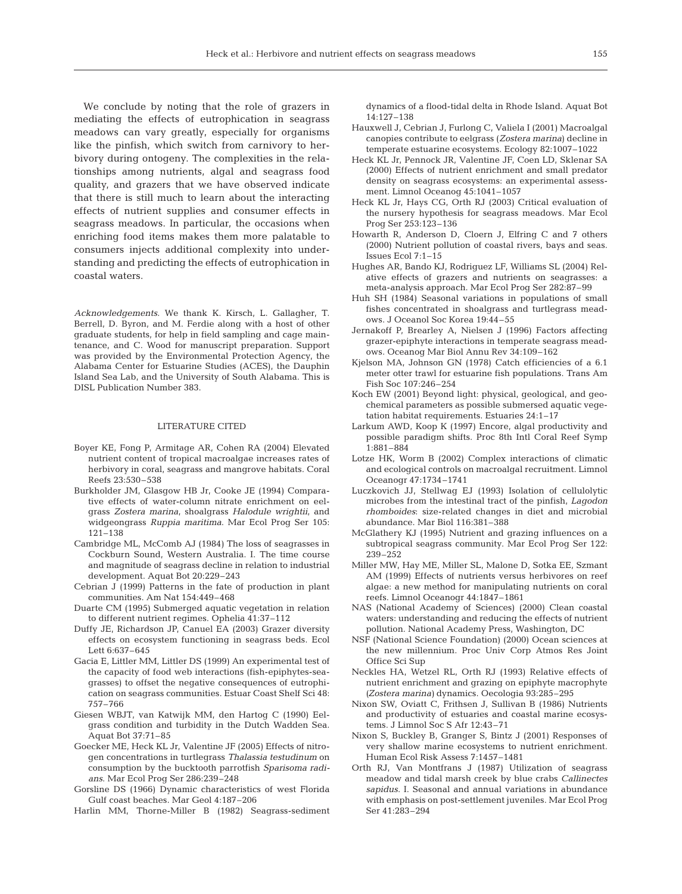We conclude by noting that the role of grazers in mediating the effects of eutrophication in seagrass meadows can vary greatly, especially for organisms like the pinfish, which switch from carnivory to herbivory during ontogeny. The complexities in the relationships among nutrients, algal and seagrass food quality, and grazers that we have observed indicate that there is still much to learn about the interacting effects of nutrient supplies and consumer effects in seagrass meadows. In particular, the occasions when enriching food items makes them more palatable to consumers injects additional complexity into understanding and predicting the effects of eutrophication in coastal waters.

*Acknowledgements.* We thank K. Kirsch, L. Gallagher, T. Berrell, D. Byron, and M. Ferdie along with a host of other graduate students, for help in field sampling and cage maintenance, and C. Wood for manuscript preparation. Support was provided by the Environmental Protection Agency, the Alabama Center for Estuarine Studies (ACES), the Dauphin Island Sea Lab, and the University of South Alabama. This is DISL Publication Number 383.

## LITERATURE CITED

- Boyer KE, Fong P, Armitage AR, Cohen RA (2004) Elevated nutrient content of tropical macroalgae increases rates of herbivory in coral, seagrass and mangrove habitats. Coral Reefs 23:530–538
- Burkholder JM, Glasgow HB Jr, Cooke JE (1994) Comparative effects of water-column nitrate enrichment on eelgrass *Zostera marina*, shoalgrass *Halodule wrightii*, and widgeongrass *Ruppia maritima*. Mar Ecol Prog Ser 105: 121–138
- Cambridge ML, McComb AJ (1984) The loss of seagrasses in Cockburn Sound, Western Australia. I. The time course and magnitude of seagrass decline in relation to industrial development. Aquat Bot 20:229–243
- Cebrian J (1999) Patterns in the fate of production in plant communities. Am Nat 154:449–468
- Duarte CM (1995) Submerged aquatic vegetation in relation to different nutrient regimes. Ophelia 41:37–112
- Duffy JE, Richardson JP, Canuel EA (2003) Grazer diversity effects on ecosystem functioning in seagrass beds. Ecol Lett 6:637–645
- Gacia E, Littler MM, Littler DS (1999) An experimental test of the capacity of food web interactions (fish-epiphytes-seagrasses) to offset the negative consequences of eutrophication on seagrass communities. Estuar Coast Shelf Sci 48: 757–766
- Giesen WBJT, van Katwijk MM, den Hartog C (1990) Eelgrass condition and turbidity in the Dutch Wadden Sea. Aquat Bot 37:71–85
- Goecker ME, Heck KL Jr, Valentine JF (2005) Effects of nitrogen concentrations in turtlegrass *Thalassia testudinum* on consumption by the bucktooth parrotfish *Sparisoma radians*. Mar Ecol Prog Ser 286:239–248
- Gorsline DS (1966) Dynamic characteristics of west Florida Gulf coast beaches. Mar Geol 4:187–206
- Harlin MM, Thorne-Miller B (1982) Seagrass-sediment dynamics of a flood-tidal delta in Rhode Island. Aquat Bot 14:127–138
- Hauxwell J, Cebrian J, Furlong C, Valiela I (2001) Macroalgal canopies contribute to eelgrass (*Zostera marina*) decline in temperate estuarine ecosystems. Ecology 82:1007–1022
- Heck KL Jr, Pennock JR, Valentine JF, Coen LD, Sklenar SA (2000) Effects of nutrient enrichment and small predator density on seagrass ecosystems: an experimental assessment. Limnol Oceanog 45:1041–1057
- Heck KL Jr, Hays CG, Orth RJ (2003) Critical evaluation of the nursery hypothesis for seagrass meadows. Mar Ecol Prog Ser 253:123–136
- Howarth R, Anderson D, Cloern J, Elfring C and 7 others (2000) Nutrient pollution of coastal rivers, bays and seas. Issues Ecol 7:1–15
- Hughes AR, Bando KJ, Rodriguez LF, Williams SL (2004) Relative effects of grazers and nutrients on seagrasses: a meta-analysis approach. Mar Ecol Prog Ser 282:87–99
- Huh SH (1984) Seasonal variations in populations of small fishes concentrated in shoalgrass and turtlegrass meadows. J Oceanol Soc Korea 19:44–55
- Jernakoff P, Brearley A, Nielsen J (1996) Factors affecting grazer-epiphyte interactions in temperate seagrass meadows. Oceanog Mar Biol Annu Rev 34:109–162
- Kjelson MA, Johnson GN (1978) Catch efficiencies of a 6.1 meter otter trawl for estuarine fish populations. Trans Am Fish Soc 107:246–254
- Koch EW (2001) Beyond light: physical, geological, and geochemical parameters as possible submersed aquatic vegetation habitat requirements. Estuaries 24:1–17
- Larkum AWD, Koop K (1997) Encore, algal productivity and possible paradigm shifts. Proc 8th Intl Coral Reef Symp 1:881–884
- Lotze HK, Worm B (2002) Complex interactions of climatic and ecological controls on macroalgal recruitment. Limnol Oceanogr 47:1734–1741
- Luczkovich JJ, Stellwag EJ (1993) Isolation of cellulolytic microbes from the intestinal tract of the pinfish, *Lagodon rhomboides*: size-related changes in diet and microbial abundance. Mar Biol 116:381–388
- McGlathery KJ (1995) Nutrient and grazing influences on a subtropical seagrass community. Mar Ecol Prog Ser 122: 239–252
- Miller MW, Hay ME, Miller SL, Malone D, Sotka EE, Szmant AM (1999) Effects of nutrients versus herbivores on reef algae: a new method for manipulating nutrients on coral reefs. Limnol Oceanogr 44:1847–1861
- NAS (National Academy of Sciences) (2000) Clean coastal waters: understanding and reducing the effects of nutrient pollution. National Academy Press, Washington, DC
- NSF (National Science Foundation) (2000) Ocean sciences at the new millennium. Proc Univ Corp Atmos Res Joint Office Sci Sup
- Neckles HA, Wetzel RL, Orth RJ (1993) Relative effects of nutrient enrichment and grazing on epiphyte macrophyte (*Zostera marina*) dynamics. Oecologia 93:285–295
- Nixon SW, Oviatt C, Frithsen J, Sullivan B (1986) Nutrients and productivity of estuaries and coastal marine ecosystems. J Limnol Soc S Afr 12:43–71
- Nixon S, Buckley B, Granger S, Bintz J (2001) Responses of very shallow marine ecosystems to nutrient enrichment. Human Ecol Risk Assess 7:1457–1481
- Orth RJ, Van Montfrans J (1987) Utilization of seagrass meadow and tidal marsh creek by blue crabs *Callinectes sapidus*. I. Seasonal and annual variations in abundance with emphasis on post-settlement juveniles. Mar Ecol Prog Ser 41:283–294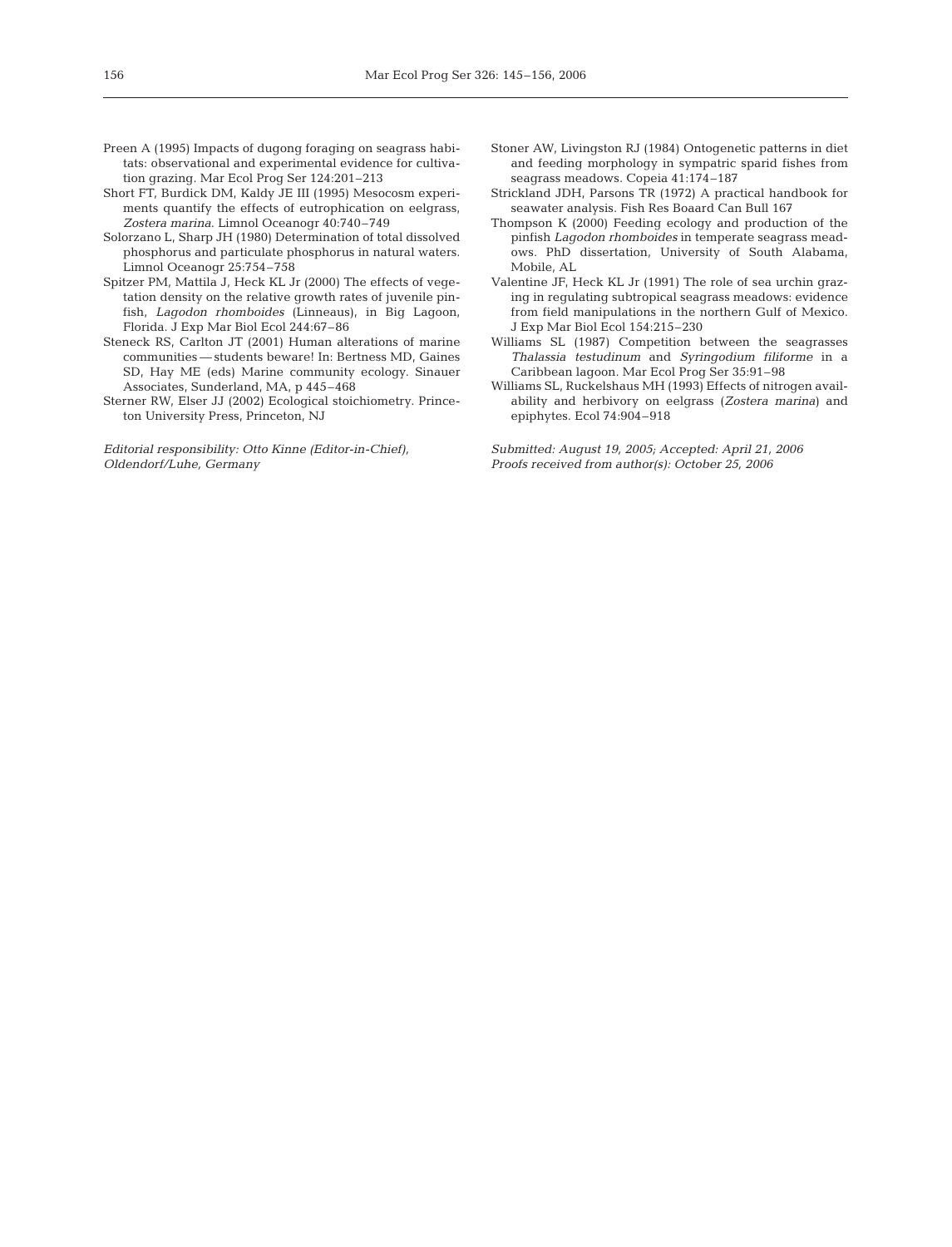Preen A (1995) Impacts of dugong foraging on seagrass habitats: observational and experimental evidence for cultivation grazing. Mar Ecol Prog Ser 124:201–213

Short FT, Burdick DM, Kaldy JE III (1995) Mesocosm experiments quantify the effects of eutrophication on eelgrass, *Zostera marina*. Limnol Oceanogr 40:740–749

Solorzano L, Sharp JH (1980) Determination of total dissolved phosphorus and particulate phosphorus in natural waters. Limnol Oceanogr 25:754–758

Spitzer PM, Mattila J, Heck KL Jr (2000) The effects of vegetation density on the relative growth rates of juvenile pinfish, *Lagodon rhomboides* (Linneaus), in Big Lagoon, Florida. J Exp Mar Biol Ecol 244:67–86

Steneck RS, Carlton JT (2001) Human alterations of marine communities — students beware! In: Bertness MD, Gaines SD, Hay ME (eds) Marine community ecology. Sinauer Associates, Sunderland, MA, p 445–468

Sterner RW, Elser JJ (2002) Ecological stoichiometry. Princeton University Press, Princeton, NJ

Stoner AW, Livingston RJ (1984) Ontogenetic patterns in diet and feeding morphology in sympatric sparid fishes from seagrass meadows. Copeia 41:174–187

Strickland JDH, Parsons TR (1972) A practical handbook for seawater analysis. Fish Res Boaard Can Bull 167

Thompson K (2000) Feeding ecology and production of the pinfish *Lagodon rhomboides* in temperate seagrass meadows. PhD dissertation, University of South Alabama, Mobile, AL

Valentine JF, Heck KL Jr (1991) The role of sea urchin grazing in regulating subtropical seagrass meadows: evidence from field manipulations in the northern Gulf of Mexico. J Exp Mar Biol Ecol 154:215–230

Williams SL (1987) Competition between the seagrasses *Thalassia testudinum* and *Syringodium filiforme* in a Caribbean lagoon. Mar Ecol Prog Ser 35:91–98

Williams SL, Ruckelshaus MH (1993) Effects of nitrogen availability and herbivory on eelgrass (*Zostera marina*) and epiphytes. Ecol 74:904–918

*Editorial responsibility: Otto Kinne (Editor-in-Chief), Oldendorf/Luhe, Germany*

*Submitted: August 19, 2005; Accepted: April 21, 2006*
*Proofs received from author(s): October 25, 2006*